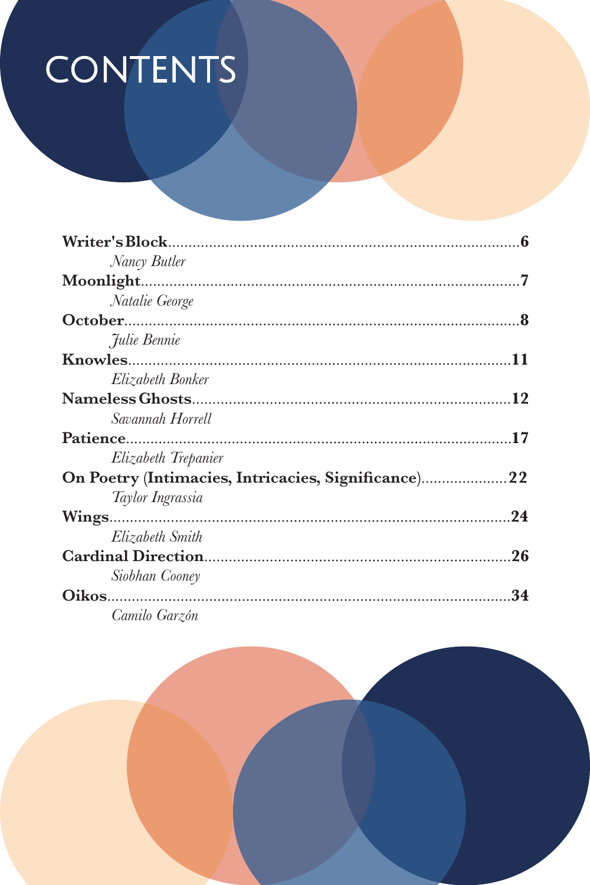# CONTENTS

**Writer's Block**......................................................................................**6**
*Nancy Butler*

**Moonlight**............................................................................................**7**
*Natalie George*

**October**................................................................................................**8**
*Julie Bennie*

**Knowles**..............................................................................................**11**
*Elizabeth Bonker*

**Nameless Ghosts**..................................................................................**12**
*Savannah Horrell*

**Patience**..............................................................................................**17**
*Elizabeth Trepanier*

**On Poetry (Intimacies, Intricacies, Significance)**......................**22**
*Taylor Ingrassia*

**Wings**...................................................................................................**24**
*Elizabeth Smith*

**Cardinal Direction**..............................................................................**26**
*Siobhan Cooney*

**Oikos**....................................................................................................**34**
*Camilo Garzón*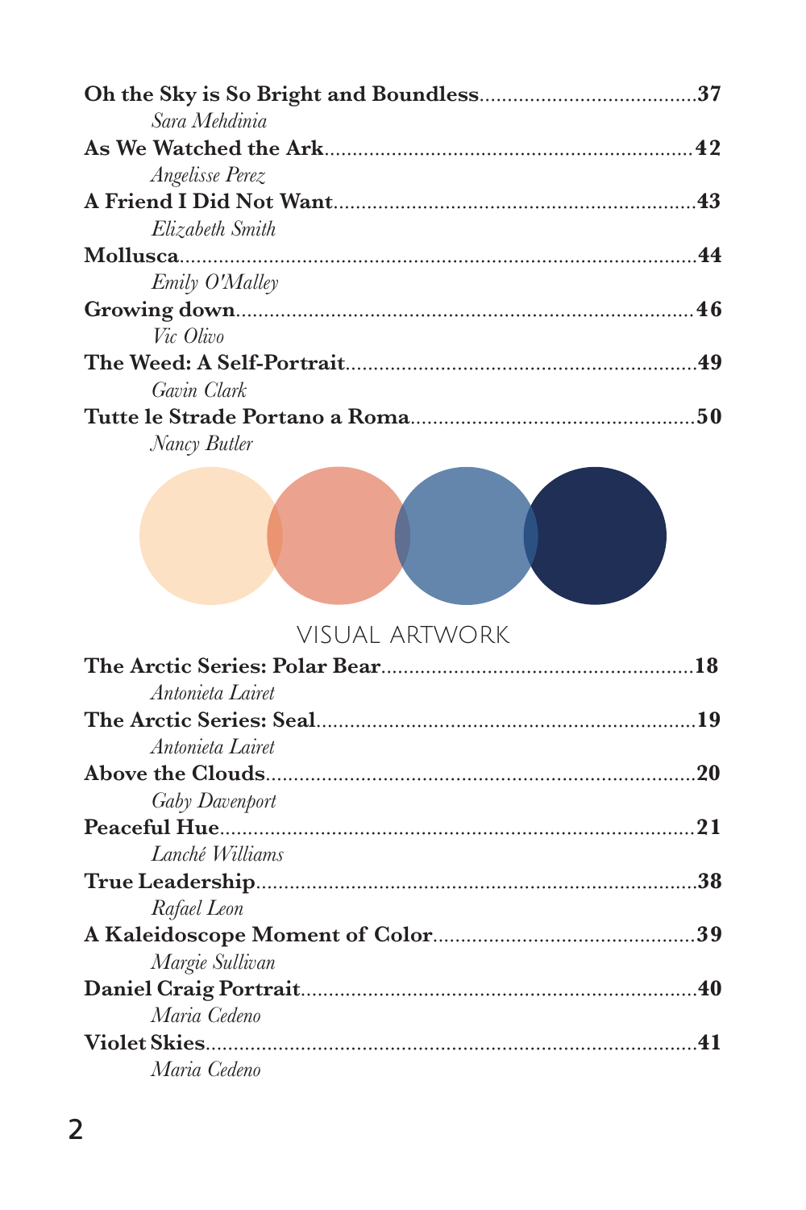**Oh the Sky is So Bright and Boundless**......................................**37**
*Sara Mehdinia*

**As We Watched the Ark**................................................................**42**
*Angelisse Perez*

**A Friend I Did Not Want**................................................................**43**
*Elizabeth Smith*

**Mollusca**...........................................................................................**44**
*Emily O'Malley*

**Growing down**.................................................................................**46**
*Vic Olivo*

**The Weed: A Self-Portrait**..............................................................**49**
*Gavin Clark*

**Tutte le Strade Portano a Roma**..................................................**50**
*Nancy Butler*

## VISUAL ARTWORK

**The Arctic Series: Polar Bear**.......................................................**18**
*Antonieta Lairet*

**The Arctic Series: Seal**...................................................................**19**
*Antonieta Lairet*

**Above the Clouds**............................................................................**20**
*Gaby Davenport*

**Peaceful Hue**....................................................................................**21**
*Lanché Williams*

**True Leadership**..............................................................................**38**
*Rafael Leon*

**A Kaleidoscope Moment of Color**...............................................**39**
*Margie Sullivan*

**Daniel Craig Portrait**.......................................................................**40**
*Maria Cedeno*

**Violet Skies**.......................................................................................**41**
*Maria Cedeno*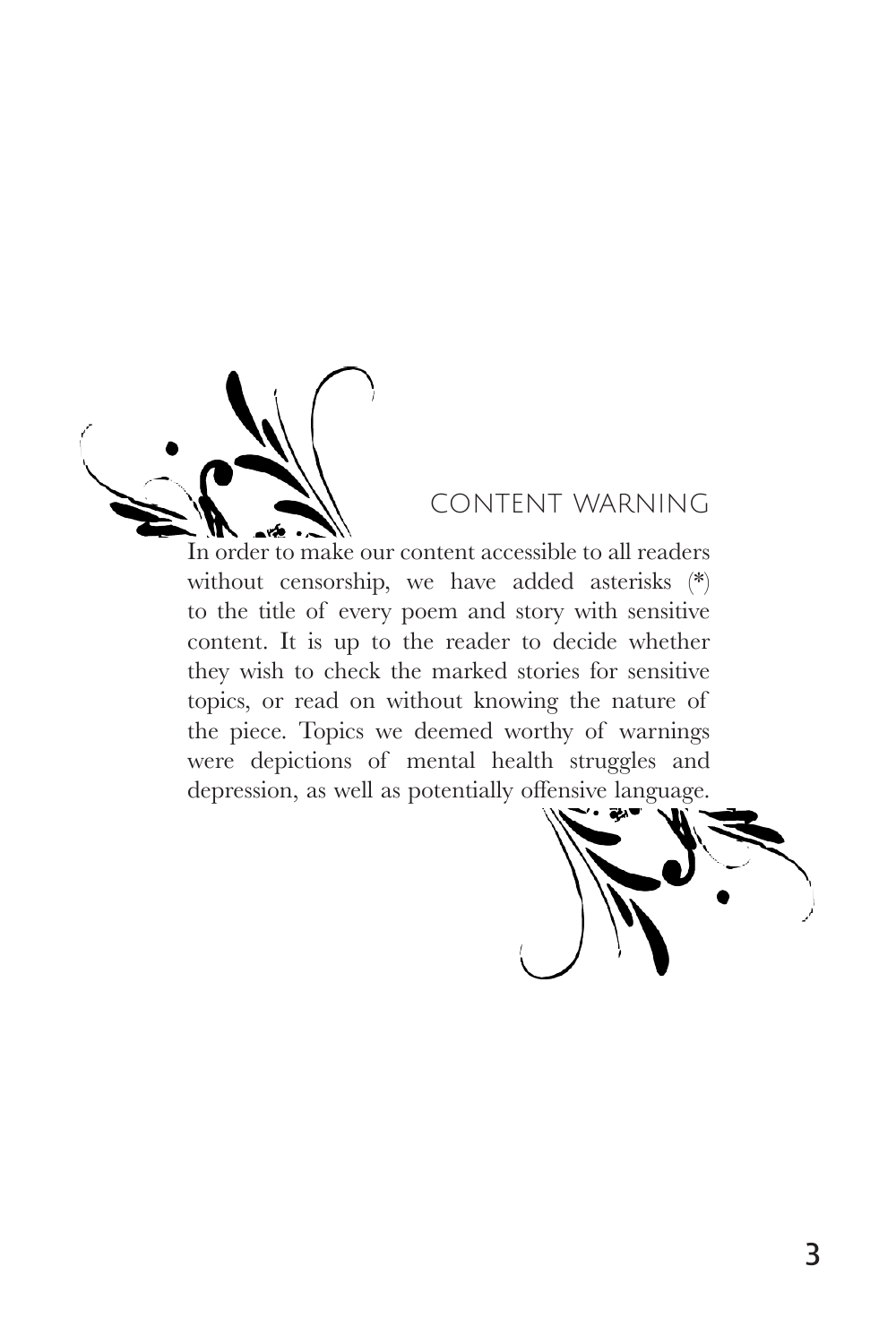## CONTENT WARNING

In order to make our content accessible to all readers without censorship, we have added asterisks (*) to the title of every poem and story with sensitive content. It is up to the reader to decide whether they wish to check the marked stories for sensitive topics, or read on without knowing the nature of the piece. Topics we deemed worthy of warnings were depictions of mental health struggles and depression, as well as potentially offensive language.